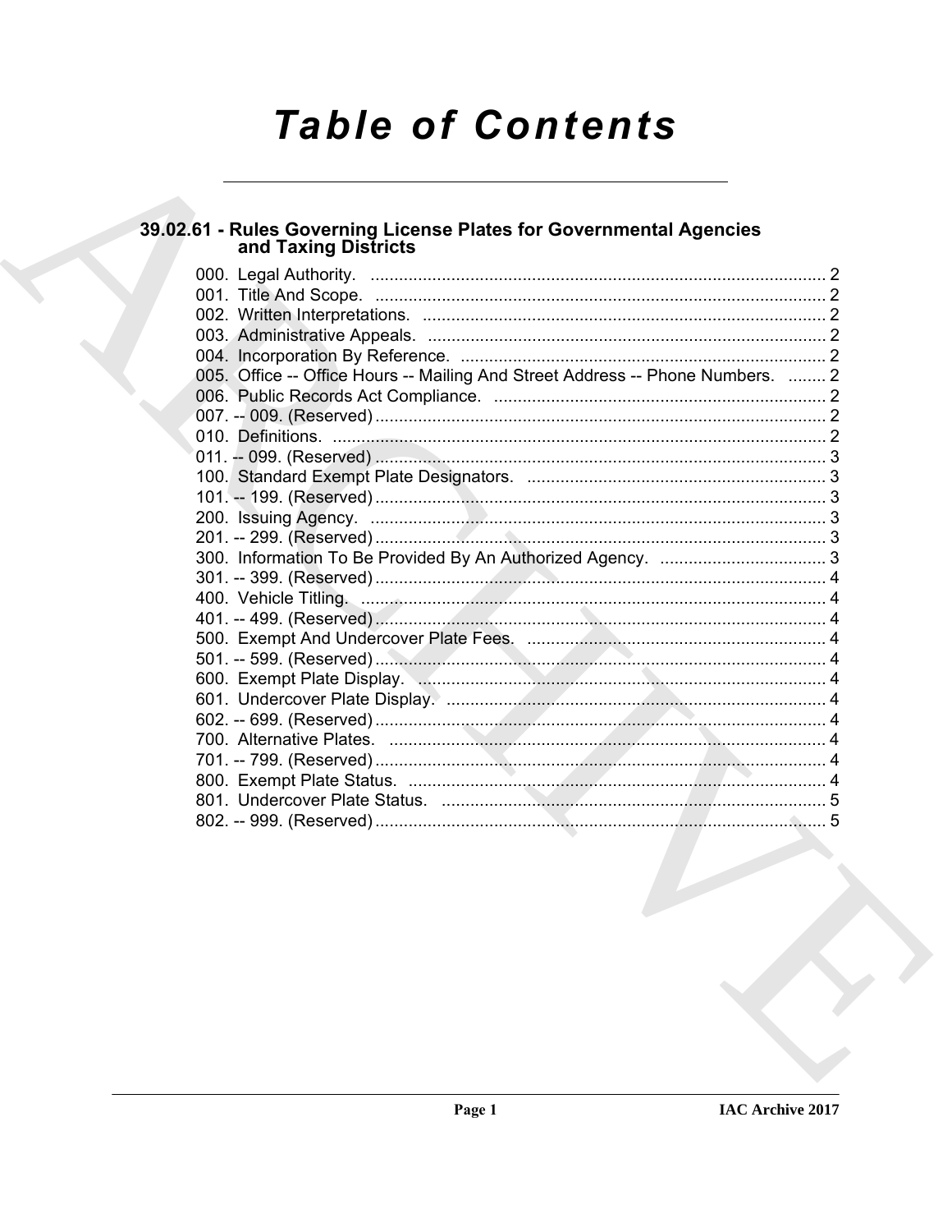# Table of Contents

## 39.02.61 - Rules Governing License Plates for Governmental Agencies and Taxing Districts

000. Legal Authority. ................................................................................................ 2
001. Title And Scope. ............................................................................................... 2
002. Written Interpretations. ..................................................................................... 2
003. Administrative Appeals. .................................................................................... 2
004. Incorporation By Reference. ............................................................................. 2
005. Office -- Office Hours -- Mailing And Street Address -- Phone Numbers. ........ 2
006. Public Records Act Compliance. ...................................................................... 2
007. -- 009. (Reserved) ............................................................................................... 2
010. Definitions. ........................................................................................................ 2
011. -- 099. (Reserved) ............................................................................................... 3
100. Standard Exempt Plate Designators. ............................................................... 3
101. -- 199. (Reserved) ............................................................................................... 3
200. Issuing Agency. ................................................................................................ 3
201. -- 299. (Reserved) ............................................................................................... 3
300. Information To Be Provided By An Authorized Agency. ................................... 3
301. -- 399. (Reserved) ............................................................................................... 4
400. Vehicle Titling. .................................................................................................. 4
401. -- 499. (Reserved) ............................................................................................... 4
500. Exempt And Undercover Plate Fees. ............................................................... 4
501. -- 599. (Reserved) ............................................................................................... 4
600. Exempt Plate Display. ...................................................................................... 4
601. Undercover Plate Display. ................................................................................ 4
602. -- 699. (Reserved) ............................................................................................... 4
700. Alternative Plates. ............................................................................................ 4
701. -- 799. (Reserved) ............................................................................................... 4
800. Exempt Plate Status. ........................................................................................ 4
801. Undercover Plate Status. .................................................................................. 5
802. -- 999. (Reserved) ............................................................................................... 5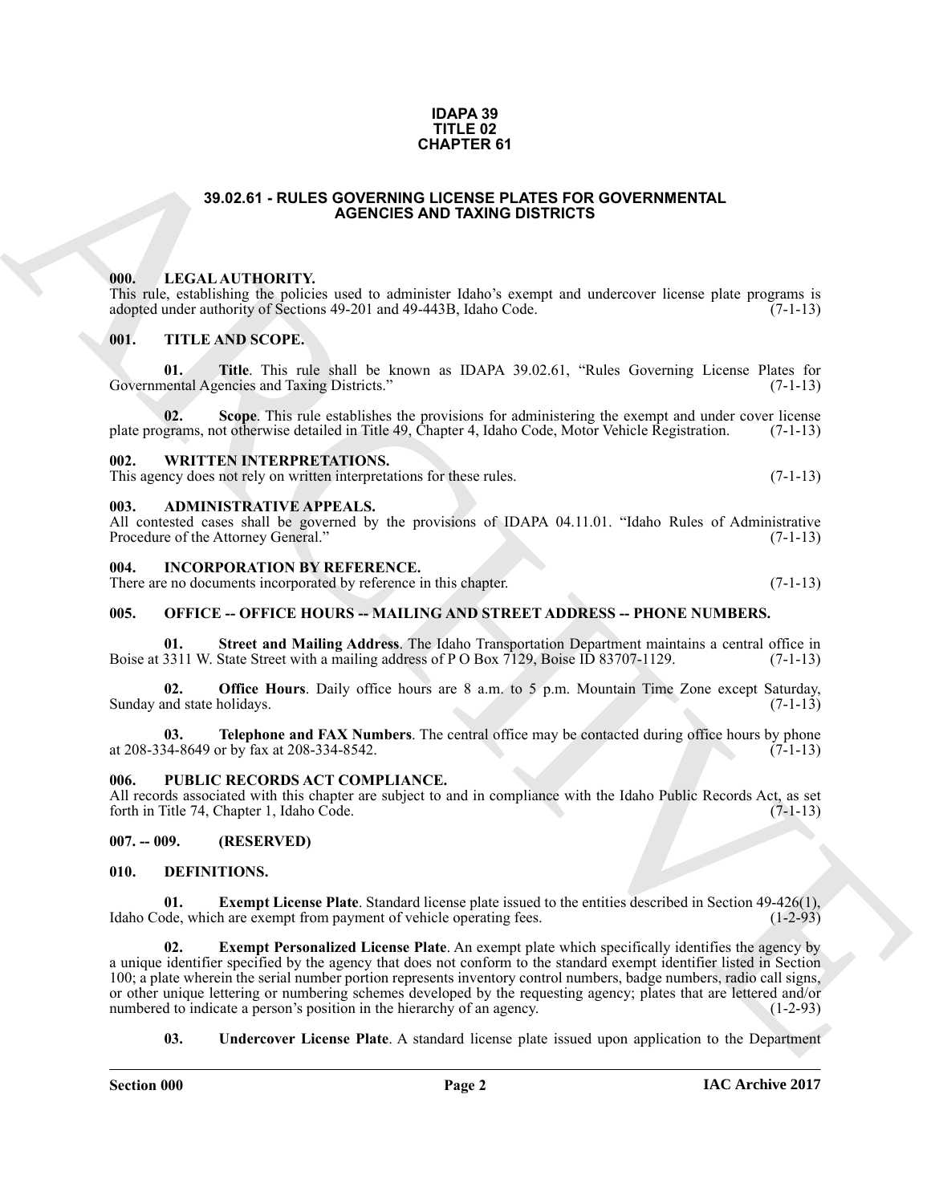**IDAPA 39**
**TITLE 02**
**CHAPTER 61**

# 39.02.61 - RULES GOVERNING LICENSE PLATES FOR GOVERNMENTAL AGENCIES AND TAXING DISTRICTS

## 000. LEGAL AUTHORITY.

This rule, establishing the policies used to administer Idaho's exempt and undercover license plate programs is adopted under authority of Sections 49-201 and 49-443B, Idaho Code. (7-1-13)

## 001. TITLE AND SCOPE.

**01. Title**. This rule shall be known as IDAPA 39.02.61, "Rules Governing License Plates for Governmental Agencies and Taxing Districts." (7-1-13)

**02. Scope**. This rule establishes the provisions for administering the exempt and under cover license plate programs, not otherwise detailed in Title 49, Chapter 4, Idaho Code, Motor Vehicle Registration. (7-1-13)

## 002. WRITTEN INTERPRETATIONS.

This agency does not rely on written interpretations for these rules. (7-1-13)

## 003. ADMINISTRATIVE APPEALS.

All contested cases shall be governed by the provisions of IDAPA 04.11.01. "Idaho Rules of Administrative Procedure of the Attorney General." (7-1-13)

## 004. INCORPORATION BY REFERENCE.

There are no documents incorporated by reference in this chapter. (7-1-13)

## 005. OFFICE -- OFFICE HOURS -- MAILING AND STREET ADDRESS -- PHONE NUMBERS.

**01. Street and Mailing Address**. The Idaho Transportation Department maintains a central office in Boise at 3311 W. State Street with a mailing address of P O Box 7129, Boise ID 83707-1129. (7-1-13)

**02. Office Hours**. Daily office hours are 8 a.m. to 5 p.m. Mountain Time Zone except Saturday, Sunday and state holidays. (7-1-13)

**03. Telephone and FAX Numbers**. The central office may be contacted during office hours by phone at 208-334-8649 or by fax at 208-334-8542. (7-1-13)

## 006. PUBLIC RECORDS ACT COMPLIANCE.

All records associated with this chapter are subject to and in compliance with the Idaho Public Records Act, as set forth in Title 74, Chapter 1, Idaho Code. (7-1-13)

## 007. -- 009. (RESERVED)

## 010. DEFINITIONS.

**01. Exempt License Plate**. Standard license plate issued to the entities described in Section 49-426(1), Idaho Code, which are exempt from payment of vehicle operating fees. (1-2-93)

**02. Exempt Personalized License Plate**. An exempt plate which specifically identifies the agency by a unique identifier specified by the agency that does not conform to the standard exempt identifier listed in Section 100; a plate wherein the serial number portion represents inventory control numbers, badge numbers, radio call signs, or other unique lettering or numbering schemes developed by the requesting agency; plates that are lettered and/or numbered to indicate a person's position in the hierarchy of an agency. (1-2-93)

**03. Undercover License Plate**. A standard license plate issued upon application to the Department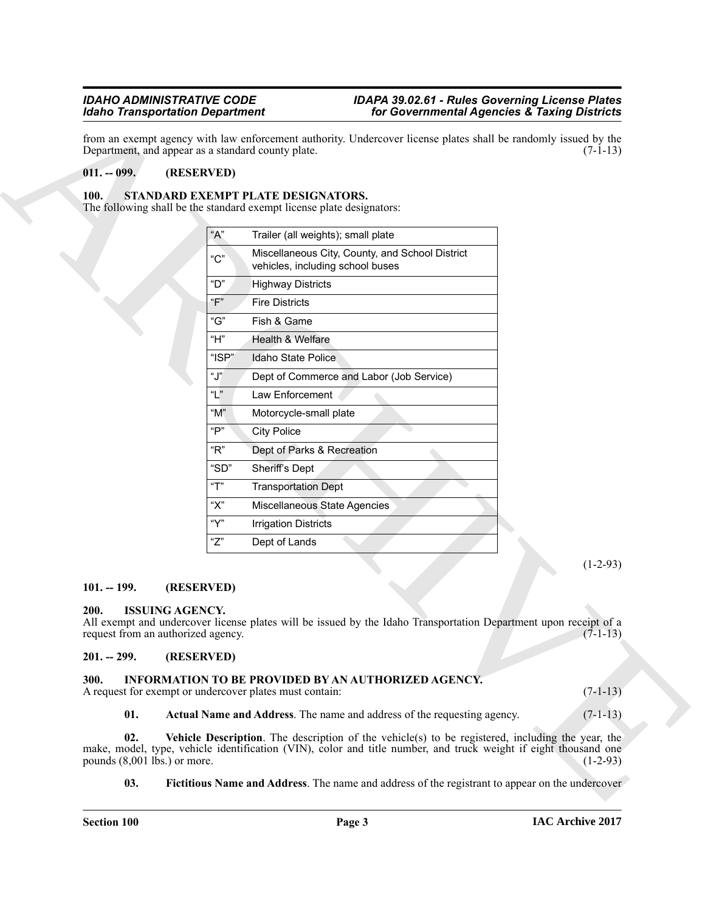from an exempt agency with law enforcement authority. Undercover license plates shall be randomly issued by the Department, and appear as a standard county plate. (7-1-13)

**011. -- 099. (RESERVED)**

**100. STANDARD EXEMPT PLATE DESIGNATORS.**

The following shall be the standard exempt license plate designators:

| | |
|---|---|
| "A" | Trailer (all weights); small plate |
| "C" | Miscellaneous City, County, and School District vehicles, including school buses |
| "D" | Highway Districts |
| "F" | Fire Districts |
| "G" | Fish & Game |
| "H" | Health & Welfare |
| "ISP" | Idaho State Police |
| "J" | Dept of Commerce and Labor (Job Service) |
| "L" | Law Enforcement |
| "M" | Motorcycle-small plate |
| "P" | City Police |
| "R" | Dept of Parks & Recreation |
| "SD" | Sheriff's Dept |
| "T" | Transportation Dept |
| "X" | Miscellaneous State Agencies |
| "Y" | Irrigation Districts |
| "Z" | Dept of Lands |

(1-2-93)

**101. -- 199. (RESERVED)**

**200. ISSUING AGENCY.**

All exempt and undercover license plates will be issued by the Idaho Transportation Department upon receipt of a request from an authorized agency. (7-1-13)

**201. -- 299. (RESERVED)**

**300. INFORMATION TO BE PROVIDED BY AN AUTHORIZED AGENCY.**

A request for exempt or undercover plates must contain: (7-1-13)

**01. Actual Name and Address**. The name and address of the requesting agency. (7-1-13)

**02. Vehicle Description**. The description of the vehicle(s) to be registered, including the year, the make, model, type, vehicle identification (VIN), color and title number, and truck weight if eight thousand one pounds (8,001 lbs.) or more. (1-2-93)

**03. Fictitious Name and Address**. The name and address of the registrant to appear on the undercover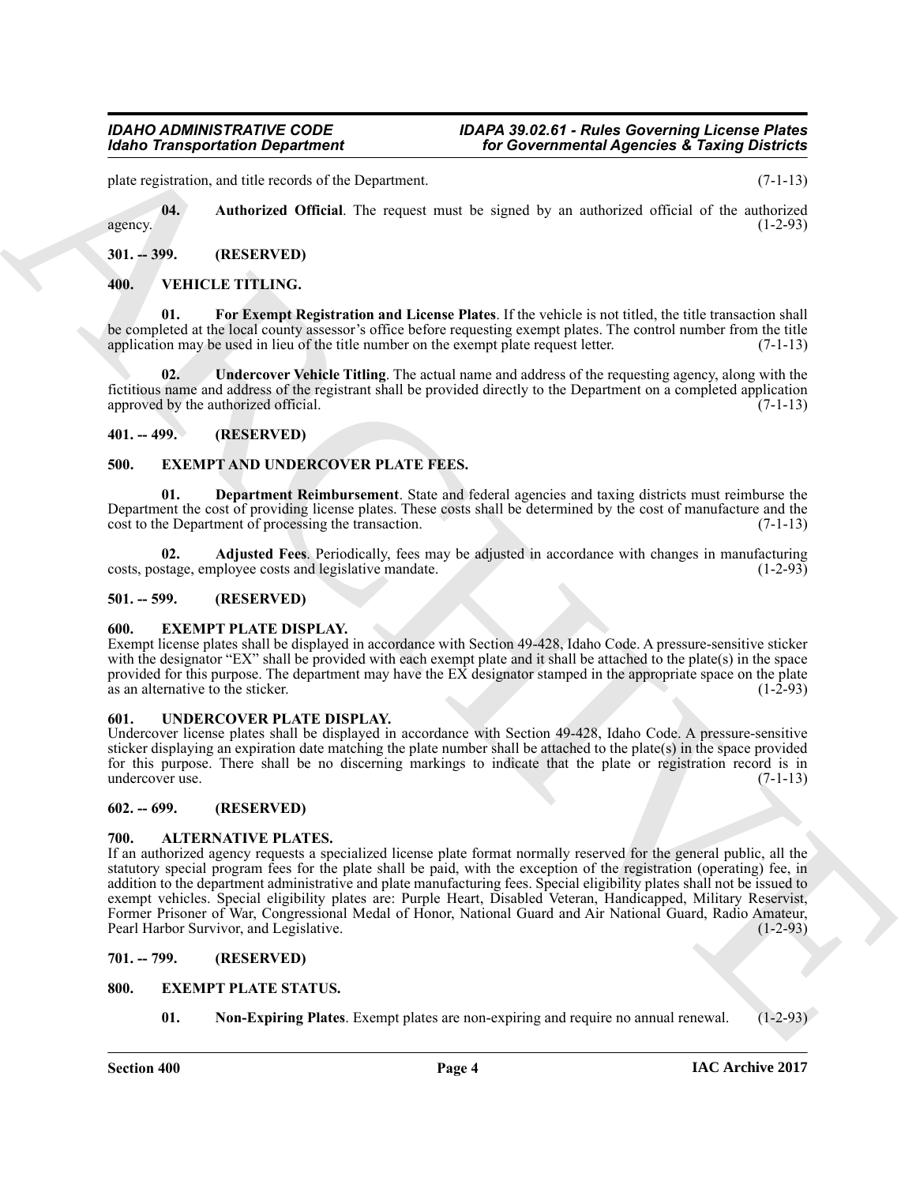plate registration, and title records of the Department. (7-1-13)

**04. Authorized Official**. The request must be signed by an authorized official of the authorized agency. (1-2-93)

## 301. -- 399. (RESERVED)

## 400. VEHICLE TITLING.

**01. For Exempt Registration and License Plates**. If the vehicle is not titled, the title transaction shall be completed at the local county assessor's office before requesting exempt plates. The control number from the title application may be used in lieu of the title number on the exempt plate request letter. (7-1-13)

**02. Undercover Vehicle Titling**. The actual name and address of the requesting agency, along with the fictitious name and address of the registrant shall be provided directly to the Department on a completed application approved by the authorized official. (7-1-13)

## 401. -- 499. (RESERVED)

## 500. EXEMPT AND UNDERCOVER PLATE FEES.

**01. Department Reimbursement**. State and federal agencies and taxing districts must reimburse the Department the cost of providing license plates. These costs shall be determined by the cost of manufacture and the cost to the Department of processing the transaction. (7-1-13)

**02. Adjusted Fees**. Periodically, fees may be adjusted in accordance with changes in manufacturing costs, postage, employee costs and legislative mandate. (1-2-93)

## 501. -- 599. (RESERVED)

## 600. EXEMPT PLATE DISPLAY.

Exempt license plates shall be displayed in accordance with Section 49-428, Idaho Code. A pressure-sensitive sticker with the designator "EX" shall be provided with each exempt plate and it shall be attached to the plate(s) in the space provided for this purpose. The department may have the EX designator stamped in the appropriate space on the plate as an alternative to the sticker. (1-2-93)

## 601. UNDERCOVER PLATE DISPLAY.

Undercover license plates shall be displayed in accordance with Section 49-428, Idaho Code. A pressure-sensitive sticker displaying an expiration date matching the plate number shall be attached to the plate(s) in the space provided for this purpose. There shall be no discerning markings to indicate that the plate or registration record is in undercover use. (7-1-13)

## 602. -- 699. (RESERVED)

## 700. ALTERNATIVE PLATES.

If an authorized agency requests a specialized license plate format normally reserved for the general public, all the statutory special program fees for the plate shall be paid, with the exception of the registration (operating) fee, in addition to the department administrative and plate manufacturing fees. Special eligibility plates shall not be issued to exempt vehicles. Special eligibility plates are: Purple Heart, Disabled Veteran, Handicapped, Military Reservist, Former Prisoner of War, Congressional Medal of Honor, National Guard and Air National Guard, Radio Amateur, Pearl Harbor Survivor, and Legislative. (1-2-93)

## 701. -- 799. (RESERVED)

## 800. EXEMPT PLATE STATUS.

**01. Non-Expiring Plates**. Exempt plates are non-expiring and require no annual renewal. (1-2-93)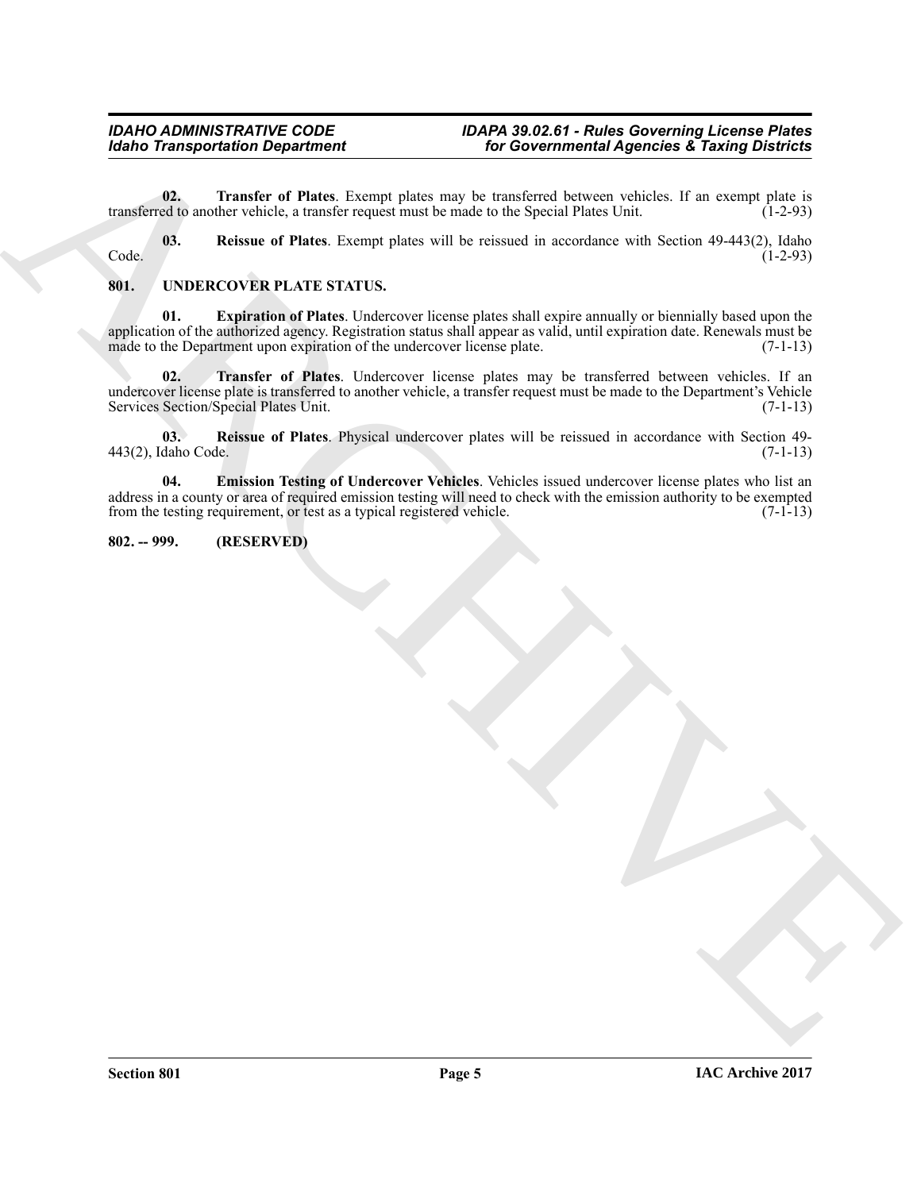**02. Transfer of Plates**. Exempt plates may be transferred between vehicles. If an exempt plate is transferred to another vehicle, a transfer request must be made to the Special Plates Unit. (1-2-93)

**03. Reissue of Plates**. Exempt plates will be reissued in accordance with Section 49-443(2), Idaho Code. (1-2-93)

## 801. UNDERCOVER PLATE STATUS.

**01. Expiration of Plates**. Undercover license plates shall expire annually or biennially based upon the application of the authorized agency. Registration status shall appear as valid, until expiration date. Renewals must be made to the Department upon expiration of the undercover license plate. (7-1-13)

**02. Transfer of Plates**. Undercover license plates may be transferred between vehicles. If an undercover license plate is transferred to another vehicle, a transfer request must be made to the Department's Vehicle Services Section/Special Plates Unit. (7-1-13)

**03. Reissue of Plates**. Physical undercover plates will be reissued in accordance with Section 49-443(2), Idaho Code. (7-1-13)

**04. Emission Testing of Undercover Vehicles**. Vehicles issued undercover license plates who list an address in a county or area of required emission testing will need to check with the emission authority to be exempted from the testing requirement, or test as a typical registered vehicle. (7-1-13)

## 802. -- 999. (RESERVED)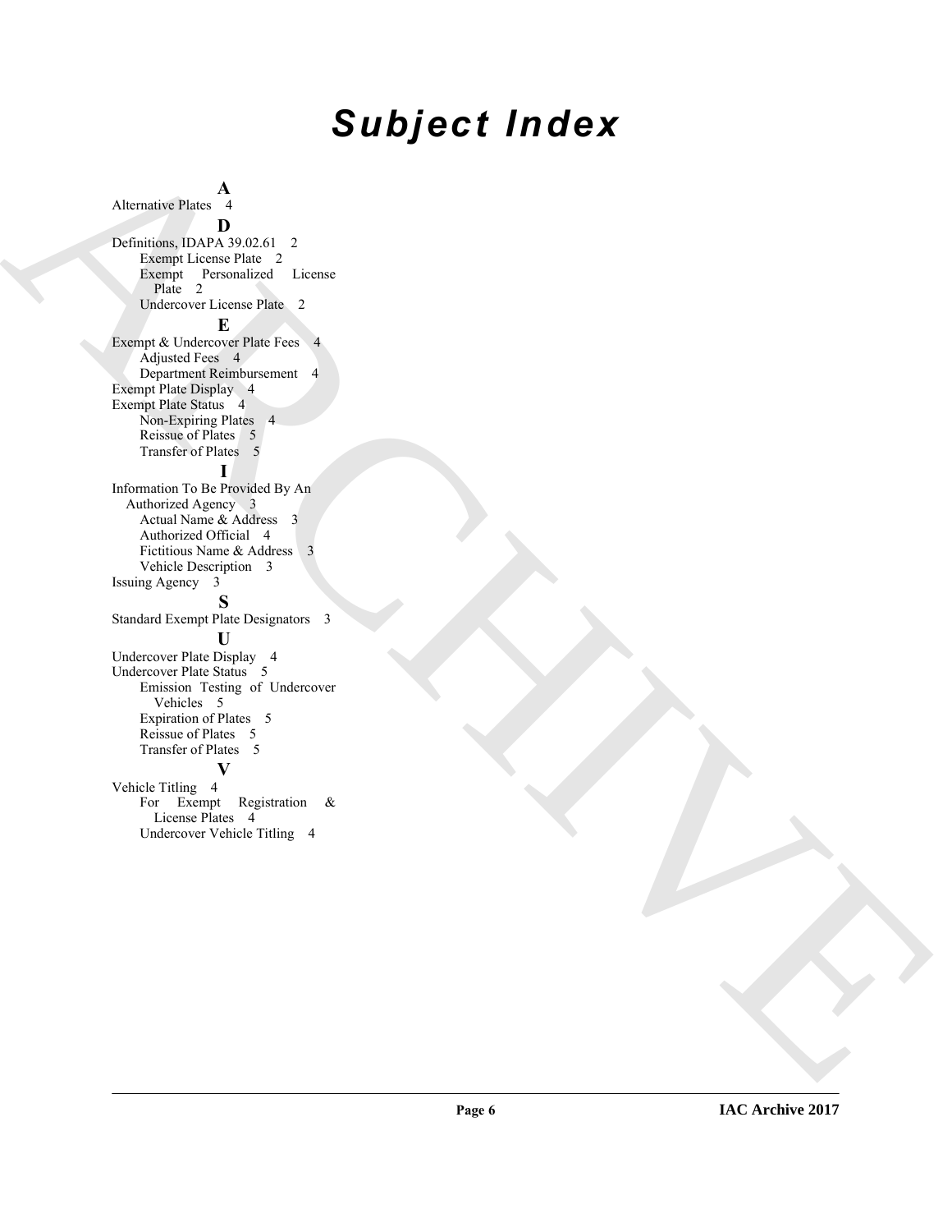# *Subject Index*

**A**

Alternative Plates 4

**D**

Definitions, IDAPA 39.02.61 2
- Exempt License Plate 2
- Exempt Personalized License Plate 2
- Undercover License Plate 2

**E**

Exempt & Undercover Plate Fees 4
- Adjusted Fees 4
- Department Reimbursement 4

Exempt Plate Display 4

Exempt Plate Status 4
- Non-Expiring Plates 4
- Reissue of Plates 5
- Transfer of Plates 5

**I**

Information To Be Provided By An Authorized Agency 3
- Actual Name & Address 3
- Authorized Official 4
- Fictitious Name & Address 3
- Vehicle Description 3

Issuing Agency 3

**S**

Standard Exempt Plate Designators 3

**U**

Undercover Plate Display 4

Undercover Plate Status 5
- Emission Testing of Undercover Vehicles 5
- Expiration of Plates 5
- Reissue of Plates 5
- Transfer of Plates 5

**V**

Vehicle Titling 4
- For Exempt Registration & License Plates 4
- Undercover Vehicle Titling 4